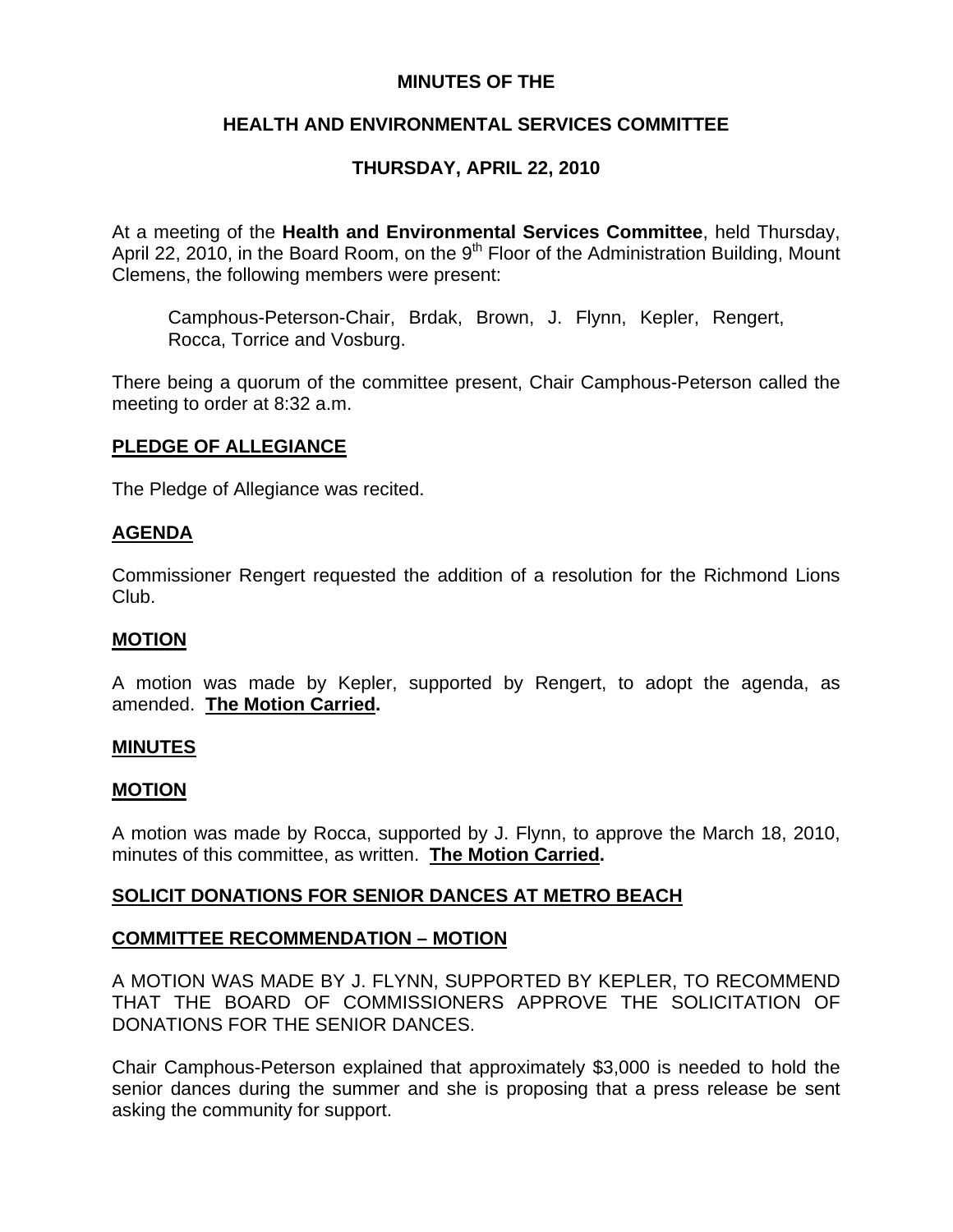**MINUTES OF THE**

**HEALTH AND ENVIRONMENTAL SERVICES COMMITTEE**

**THURSDAY, APRIL 22, 2010**

At a meeting of the **Health and Environmental Services Committee**, held Thursday, April 22, 2010, in the Board Room, on the 9th Floor of the Administration Building, Mount Clemens, the following members were present:

> Camphous-Peterson-Chair, Brdak, Brown, J. Flynn, Kepler, Rengert, Rocca, Torrice and Vosburg.

There being a quorum of the committee present, Chair Camphous-Peterson called the meeting to order at 8:32 a.m.

**PLEDGE OF ALLEGIANCE**

The Pledge of Allegiance was recited.

**AGENDA**

Commissioner Rengert requested the addition of a resolution for the Richmond Lions Club.

**MOTION**

A motion was made by Kepler, supported by Rengert, to adopt the agenda, as amended. **The Motion Carried.**

**MINUTES**

**MOTION**

A motion was made by Rocca, supported by J. Flynn, to approve the March 18, 2010, minutes of this committee, as written. **The Motion Carried.**

**SOLICIT DONATIONS FOR SENIOR DANCES AT METRO BEACH**

**COMMITTEE RECOMMENDATION – MOTION**

A MOTION WAS MADE BY J. FLYNN, SUPPORTED BY KEPLER, TO RECOMMEND THAT THE BOARD OF COMMISSIONERS APPROVE THE SOLICITATION OF DONATIONS FOR THE SENIOR DANCES.

Chair Camphous-Peterson explained that approximately $3,000 is needed to hold the senior dances during the summer and she is proposing that a press release be sent asking the community for support.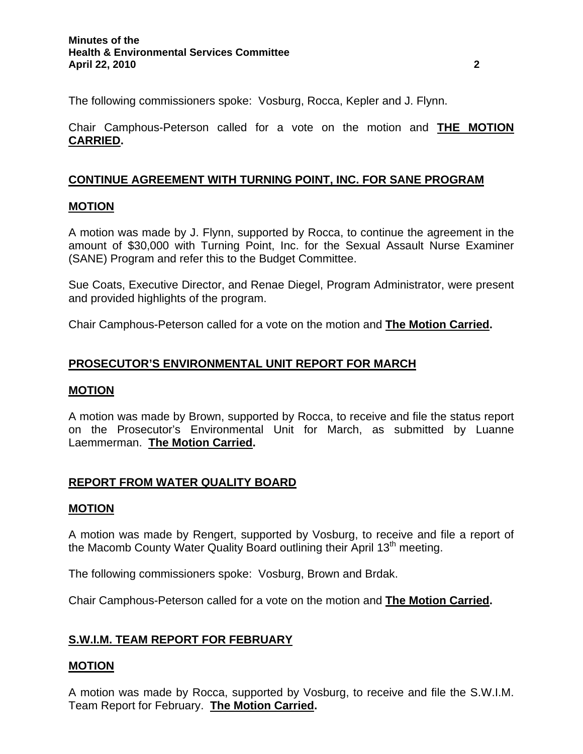The following commissioners spoke: Vosburg, Rocca, Kepler and J. Flynn.

Chair Camphous-Peterson called for a vote on the motion and **THE MOTION CARRIED.**

## CONTINUE AGREEMENT WITH TURNING POINT, INC. FOR SANE PROGRAM

### MOTION

A motion was made by J. Flynn, supported by Rocca, to continue the agreement in the amount of $30,000 with Turning Point, Inc. for the Sexual Assault Nurse Examiner (SANE) Program and refer this to the Budget Committee.

Sue Coats, Executive Director, and Renae Diegel, Program Administrator, were present and provided highlights of the program.

Chair Camphous-Peterson called for a vote on the motion and **The Motion Carried.**

## PROSECUTOR'S ENVIRONMENTAL UNIT REPORT FOR MARCH

### MOTION

A motion was made by Brown, supported by Rocca, to receive and file the status report on the Prosecutor's Environmental Unit for March, as submitted by Luanne Laemmerman. **The Motion Carried.**

## REPORT FROM WATER QUALITY BOARD

### MOTION

A motion was made by Rengert, supported by Vosburg, to receive and file a report of the Macomb County Water Quality Board outlining their April 13th meeting.

The following commissioners spoke: Vosburg, Brown and Brdak.

Chair Camphous-Peterson called for a vote on the motion and **The Motion Carried.**

## S.W.I.M. TEAM REPORT FOR FEBRUARY

### MOTION

A motion was made by Rocca, supported by Vosburg, to receive and file the S.W.I.M. Team Report for February. **The Motion Carried.**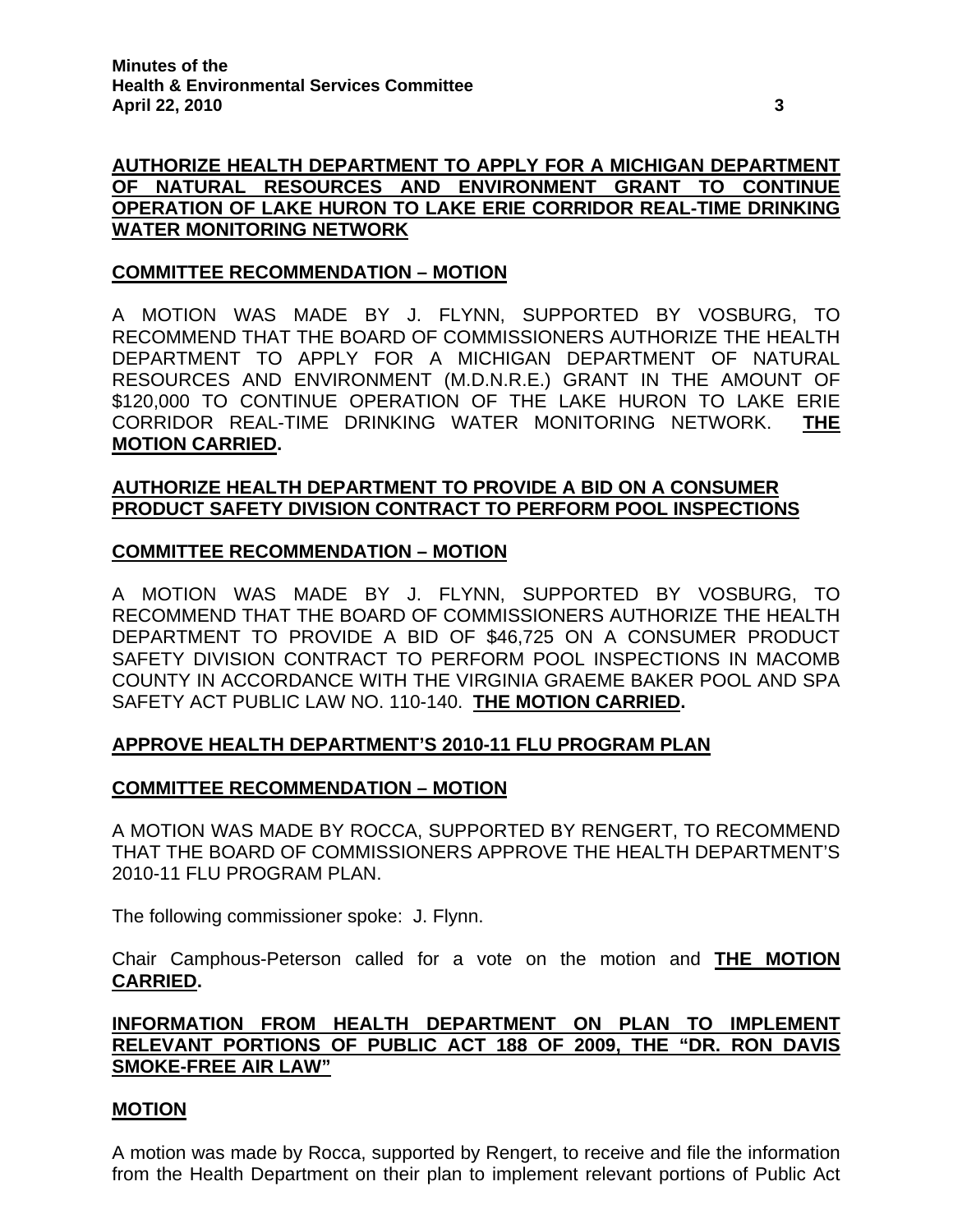**AUTHORIZE HEALTH DEPARTMENT TO APPLY FOR A MICHIGAN DEPARTMENT OF NATURAL RESOURCES AND ENVIRONMENT GRANT TO CONTINUE OPERATION OF LAKE HURON TO LAKE ERIE CORRIDOR REAL-TIME DRINKING WATER MONITORING NETWORK**

**COMMITTEE RECOMMENDATION – MOTION**

A MOTION WAS MADE BY J. FLYNN, SUPPORTED BY VOSBURG, TO RECOMMEND THAT THE BOARD OF COMMISSIONERS AUTHORIZE THE HEALTH DEPARTMENT TO APPLY FOR A MICHIGAN DEPARTMENT OF NATURAL RESOURCES AND ENVIRONMENT (M.D.N.R.E.) GRANT IN THE AMOUNT OF $120,000 TO CONTINUE OPERATION OF THE LAKE HURON TO LAKE ERIE CORRIDOR REAL-TIME DRINKING WATER MONITORING NETWORK. **THE MOTION CARRIED.**

**AUTHORIZE HEALTH DEPARTMENT TO PROVIDE A BID ON A CONSUMER PRODUCT SAFETY DIVISION CONTRACT TO PERFORM POOL INSPECTIONS**

**COMMITTEE RECOMMENDATION – MOTION**

A MOTION WAS MADE BY J. FLYNN, SUPPORTED BY VOSBURG, TO RECOMMEND THAT THE BOARD OF COMMISSIONERS AUTHORIZE THE HEALTH DEPARTMENT TO PROVIDE A BID OF $46,725 ON A CONSUMER PRODUCT SAFETY DIVISION CONTRACT TO PERFORM POOL INSPECTIONS IN MACOMB COUNTY IN ACCORDANCE WITH THE VIRGINIA GRAEME BAKER POOL AND SPA SAFETY ACT PUBLIC LAW NO. 110-140. **THE MOTION CARRIED.**

**APPROVE HEALTH DEPARTMENT'S 2010-11 FLU PROGRAM PLAN**

**COMMITTEE RECOMMENDATION – MOTION**

A MOTION WAS MADE BY ROCCA, SUPPORTED BY RENGERT, TO RECOMMEND THAT THE BOARD OF COMMISSIONERS APPROVE THE HEALTH DEPARTMENT'S 2010-11 FLU PROGRAM PLAN.

The following commissioner spoke: J. Flynn.

Chair Camphous-Peterson called for a vote on the motion and **THE MOTION CARRIED.**

**INFORMATION FROM HEALTH DEPARTMENT ON PLAN TO IMPLEMENT RELEVANT PORTIONS OF PUBLIC ACT 188 OF 2009, THE "DR. RON DAVIS SMOKE-FREE AIR LAW"**

**MOTION**

A motion was made by Rocca, supported by Rengert, to receive and file the information from the Health Department on their plan to implement relevant portions of Public Act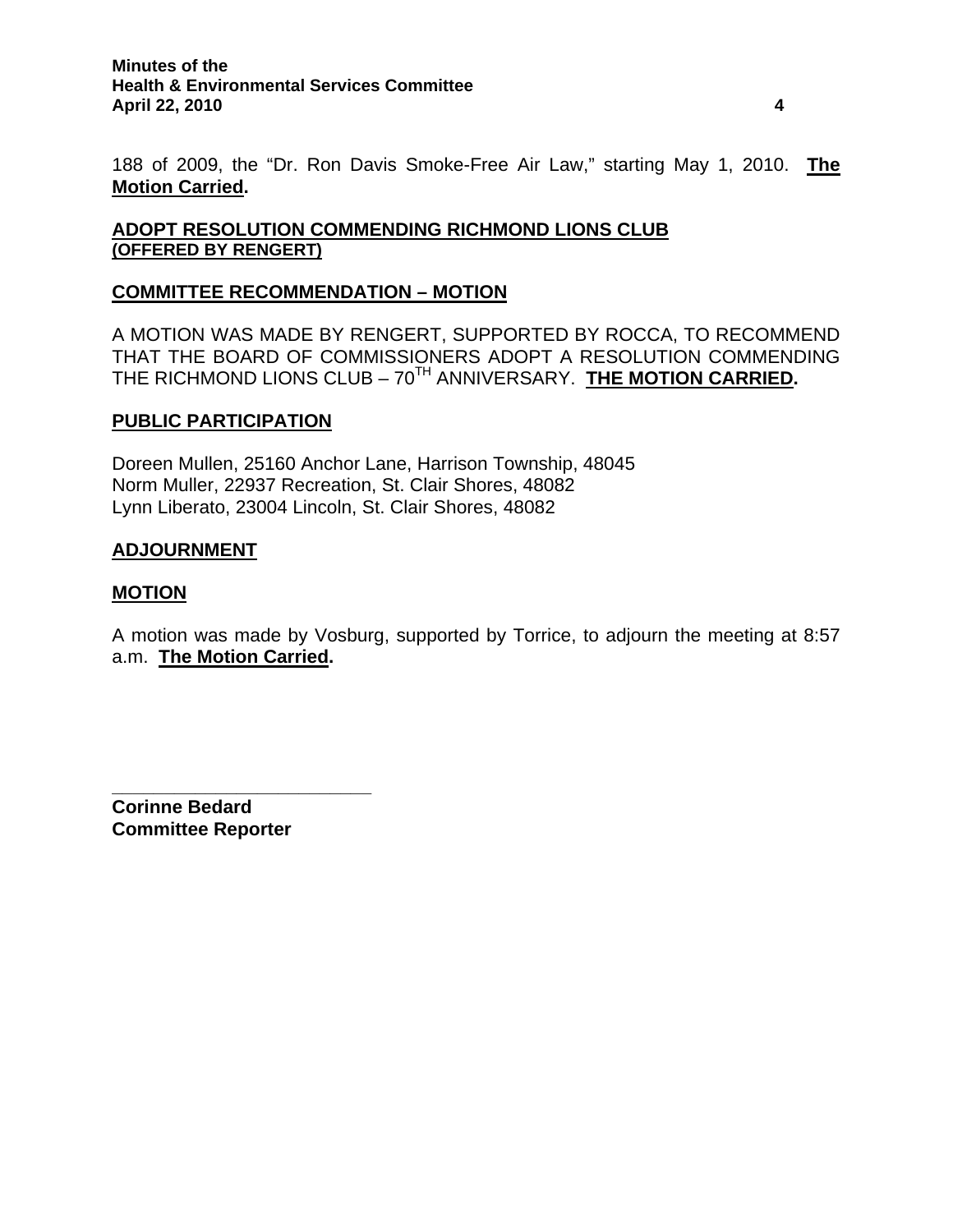188 of 2009, the "Dr. Ron Davis Smoke-Free Air Law," starting May 1, 2010. **The Motion Carried.**

**ADOPT RESOLUTION COMMENDING RICHMOND LIONS CLUB**
**(OFFERED BY RENGERT)**

**COMMITTEE RECOMMENDATION – MOTION**

A MOTION WAS MADE BY RENGERT, SUPPORTED BY ROCCA, TO RECOMMEND THAT THE BOARD OF COMMISSIONERS ADOPT A RESOLUTION COMMENDING THE RICHMOND LIONS CLUB – 70TH ANNIVERSARY. **THE MOTION CARRIED.**

**PUBLIC PARTICIPATION**

Doreen Mullen, 25160 Anchor Lane, Harrison Township, 48045
Norm Muller, 22937 Recreation, St. Clair Shores, 48082
Lynn Liberato, 23004 Lincoln, St. Clair Shores, 48082

**ADJOURNMENT**

**MOTION**

A motion was made by Vosburg, supported by Torrice, to adjourn the meeting at 8:57 a.m. **The Motion Carried.**

\_\_\_\_\_\_\_\_\_\_\_\_\_\_\_\_\_\_\_\_\_\_\_\_\_\_

**Corinne Bedard**
**Committee Reporter**